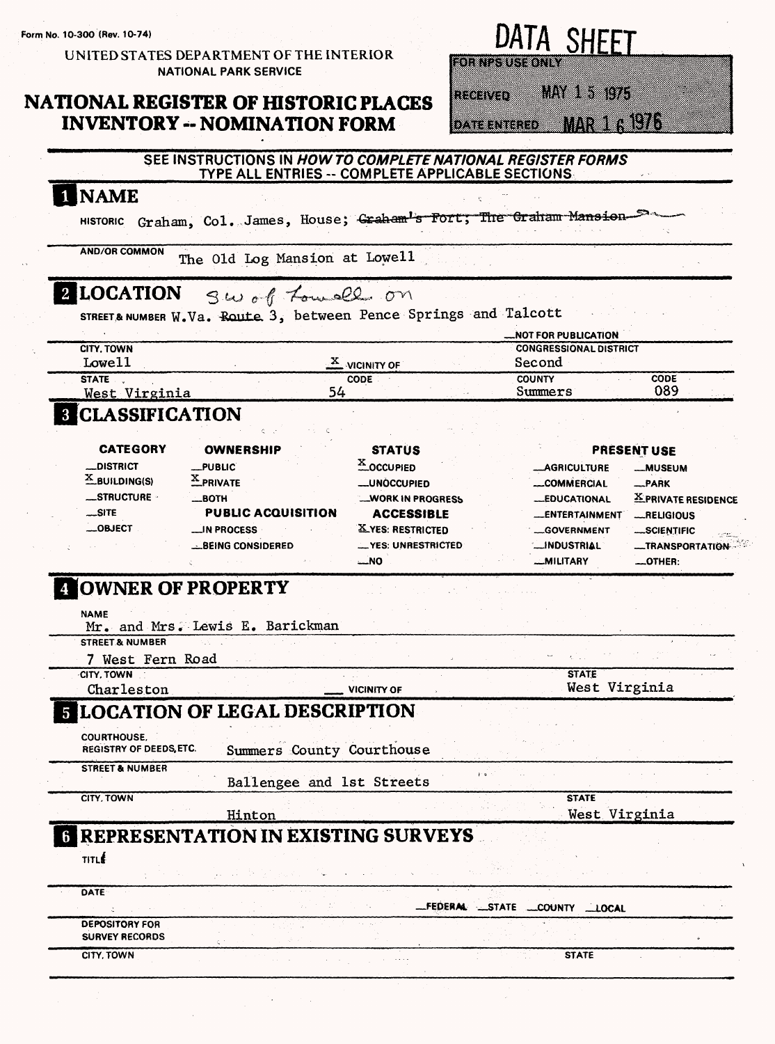Form No. 10-300 (Rev. 10-74)

UNITED STATES DEPARTMENT OF THE INTERIOR
NATIONAL PARK SERVICE

# NATIONAL REGISTER OF HISTORIC PLACES INVENTORY -- NOMINATION FORM

**DATA SHEET**

FOR NPS USE ONLY

RECEIVED MAY 15 1975

DATE ENTERED MAR 16 1976

SEE INSTRUCTIONS IN *HOW TO COMPLETE NATIONAL REGISTER FORMS*
TYPE ALL ENTRIES -- COMPLETE APPLICABLE SECTIONS

## 1 NAME

HISTORIC Graham, Col. James, House; ~~Graham's Fort; The Graham Mansion~~

AND/OR COMMON The Old Log Mansion at Lowell

## 2 LOCATION

SW of Lowell on

STREET & NUMBER W.Va. ~~Route~~ 3, between Pence Springs and Talcott

__NOT FOR PUBLICATION

| CITY, TOWN | | CONGRESSIONAL DISTRICT | |
|---|---|---|---|
| Lowell | X VICINITY OF | Second | |
| STATE | CODE | COUNTY | CODE |
| West Virginia | 54 | Summers | 089 |

## 3 CLASSIFICATION

| CATEGORY | OWNERSHIP | STATUS | PRESENT USE | |
|---|---|---|---|---|
| __DISTRICT | __PUBLIC | X OCCUPIED | __AGRICULTURE | __MUSEUM |
| X BUILDING(S) | X PRIVATE | __UNOCCUPIED | __COMMERCIAL | __PARK |
| __STRUCTURE | __BOTH | __WORK IN PROGRESS | __EDUCATIONAL | X PRIVATE RESIDENCE |
| __SITE | **PUBLIC ACQUISITION** | **ACCESSIBLE** | __ENTERTAINMENT | __RELIGIOUS |
| __OBJECT | __IN PROCESS | X YES: RESTRICTED | __GOVERNMENT | __SCIENTIFIC |
| | __BEING CONSIDERED | __YES: UNRESTRICTED | __INDUSTRIAL | __TRANSPORTATION |
| | | __NO | __MILITARY | __OTHER: |

## 4 OWNER OF PROPERTY

NAME
Mr. and Mrs. Lewis E. Barickman

STREET & NUMBER
7 West Fern Road

| CITY, TOWN | | STATE |
|---|---|---|
| Charleston | __ VICINITY OF | West Virginia |

## 5 LOCATION OF LEGAL DESCRIPTION

COURTHOUSE, REGISTRY OF DEEDS, ETC. Summers County Courthouse

STREET & NUMBER Ballengee and 1st Streets

| CITY, TOWN | STATE |
|---|---|
| Hinton | West Virginia |

## 6 REPRESENTATION IN EXISTING SURVEYS

TITLE

DATE __FEDERAL __STATE __COUNTY __LOCAL

DEPOSITORY FOR SURVEY RECORDS

CITY, TOWN STATE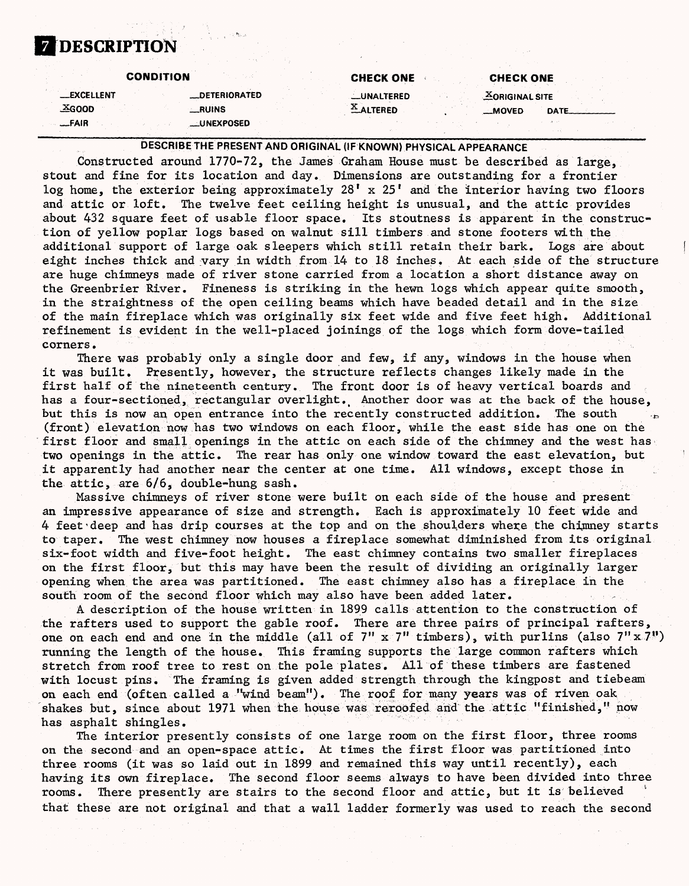# 7 DESCRIPTION

| CONDITION | | CHECK ONE | CHECK ONE |
| --- | --- | --- | --- |
| __EXCELLENT | __DETERIORATED | __UNALTERED | X ORIGINAL SITE |
| X GOOD | __RUINS | X ALTERED | __MOVED DATE______ |
| __FAIR | __UNEXPOSED | | |

**DESCRIBE THE PRESENT AND ORIGINAL (IF KNOWN) PHYSICAL APPEARANCE**

Constructed around 1770-72, the James Graham House must be described as large, stout and fine for its location and day. Dimensions are outstanding for a frontier log home, the exterior being approximately 28' x 25' and the interior having two floors and attic or loft. The twelve feet ceiling height is unusual, and the attic provides about 432 square feet of usable floor space. Its stoutness is apparent in the construction of yellow poplar logs based on walnut sill timbers and stone footers with the additional support of large oak sleepers which still retain their bark. Logs are about eight inches thick and vary in width from 14 to 18 inches. At each side of the structure are huge chimneys made of river stone carried from a location a short distance away on the Greenbrier River. Fineness is striking in the hewn logs which appear quite smooth, in the straightness of the open ceiling beams which have beaded detail and in the size of the main fireplace which was originally six feet wide and five feet high. Additional refinement is evident in the well-placed joinings of the logs which form dove-tailed corners.

There was probably only a single door and few, if any, windows in the house when it was built. Presently, however, the structure reflects changes likely made in the first half of the nineteenth century. The front door is of heavy vertical boards and has a four-sectioned, rectangular overlight. Another door was at the back of the house, but this is now an open entrance into the recently constructed addition. The south (front) elevation now has two windows on each floor, while the east side has one on the first floor and small openings in the attic on each side of the chimney and the west has two openings in the attic. The rear has only one window toward the east elevation, but it apparently had another near the center at one time. All windows, except those in the attic, are 6/6, double-hung sash.

Massive chimneys of river stone were built on each side of the house and present an impressive appearance of size and strength. Each is approximately 10 feet wide and 4 feet deep and has drip courses at the top and on the shoulders where the chimney starts to taper. The west chimney now houses a fireplace somewhat diminished from its original six-foot width and five-foot height. The east chimney contains two smaller fireplaces on the first floor, but this may have been the result of dividing an originally larger opening when the area was partitioned. The east chimney also has a fireplace in the south room of the second floor which may also have been added later.

A description of the house written in 1899 calls attention to the construction of the rafters used to support the gable roof. There are three pairs of principal rafters, one on each end and one in the middle (all of 7" x 7" timbers), with purlins (also 7" x 7") running the length of the house. This framing supports the large common rafters which stretch from roof tree to rest on the pole plates. All of these timbers are fastened with locust pins. The framing is given added strength through the kingpost and tiebeam on each end (often called a "wind beam"). The roof for many years was of riven oak shakes but, since about 1971 when the house was reroofed and the attic "finished," now has asphalt shingles.

The interior presently consists of one large room on the first floor, three rooms on the second and an open-space attic. At times the first floor was partitioned into three rooms (it was so laid out in 1899 and remained this way until recently), each having its own fireplace. The second floor seems always to have been divided into three rooms. There presently are stairs to the second floor and attic, but it is believed that these are not original and that a wall ladder formerly was used to reach the second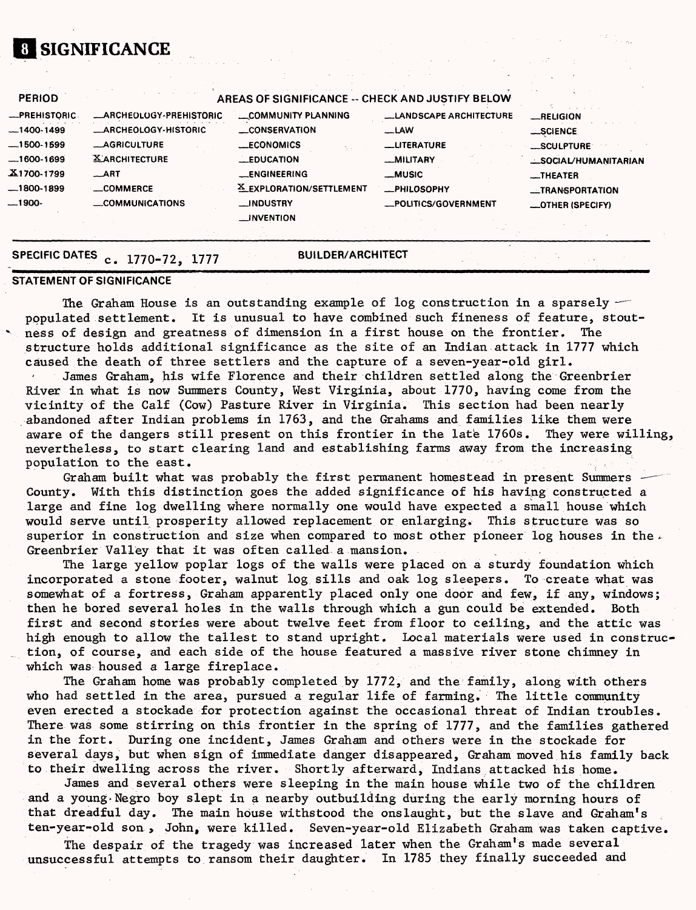# 8 SIGNIFICANCE

| PERIOD | AREAS OF SIGNIFICANCE -- CHECK AND JUSTIFY BELOW | | | |
|---|---|---|---|---|
| __PREHISTORIC | __ARCHEOLOGY-PREHISTORIC | __COMMUNITY PLANNING | __LANDSCAPE ARCHITECTURE | __RELIGION |
| __1400-1499 | __ARCHEOLOGY-HISTORIC | __CONSERVATION | __LAW | __SCIENCE |
| __1500-1599 | __AGRICULTURE | __ECONOMICS | __LITERATURE | __SCULPTURE |
| __1600-1699 | X ARCHITECTURE | __EDUCATION | __MILITARY | __SOCIAL/HUMANITARIAN |
| X 1700-1799 | __ART | __ENGINEERING | __MUSIC | __THEATER |
| __1800-1899 | __COMMERCE | X EXPLORATION/SETTLEMENT | __PHILOSOPHY | __TRANSPORTATION |
| __1900- | __COMMUNICATIONS | __INDUSTRY | __POLITICS/GOVERNMENT | __OTHER (SPECIFY) |
| | | __INVENTION | | |

**SPECIFIC DATES** c. 1770-72, 1777 **BUILDER/ARCHITECT**

**STATEMENT OF SIGNIFICANCE**

The Graham House is an outstanding example of log construction in a sparsely populated settlement. It is unusual to have combined such fineness of feature, stoutness of design and greatness of dimension in a first house on the frontier. The structure holds additional significance as the site of an Indian attack in 1777 which caused the death of three settlers and the capture of a seven-year-old girl.

James Graham, his wife Florence and their children settled along the Greenbrier River in what is now Summers County, West Virginia, about 1770, having come from the vicinity of the Calf (Cow) Pasture River in Virginia. This section had been nearly abandoned after Indian problems in 1763, and the Grahams and families like them were aware of the dangers still present on this frontier in the late 1760s. They were willing, nevertheless, to start clearing land and establishing farms away from the increasing population to the east.

Graham built what was probably the first permanent homestead in present Summers County. With this distinction goes the added significance of his having constructed a large and fine log dwelling where normally one would have expected a small house which would serve until prosperity allowed replacement or enlarging. This structure was so superior in construction and size when compared to most other pioneer log houses in the Greenbrier Valley that it was often called a mansion.

The large yellow poplar logs of the walls were placed on a sturdy foundation which incorporated a stone footer, walnut log sills and oak log sleepers. To create what was somewhat of a fortress, Graham apparently placed only one door and few, if any, windows; then he bored several holes in the walls through which a gun could be extended. Both first and second stories were about twelve feet from floor to ceiling, and the attic was high enough to allow the tallest to stand upright. Local materials were used in construction, of course, and each side of the house featured a massive river stone chimney in which was housed a large fireplace.

The Graham home was probably completed by 1772, and the family, along with others who had settled in the area, pursued a regular life of farming. The little community even erected a stockade for protection against the occasional threat of Indian troubles. There was some stirring on this frontier in the spring of 1777, and the families gathered in the fort. During one incident, James Graham and others were in the stockade for several days, but when sign of immediate danger disappeared, Graham moved his family back to their dwelling across the river. Shortly afterward, Indians attacked his home.

James and several others were sleeping in the main house while two of the children and a young Negro boy slept in a nearby outbuilding during the early morning hours of that dreadful day. The main house withstood the onslaught, but the slave and Graham's ten-year-old son, John, were killed. Seven-year-old Elizabeth Graham was taken captive.

The despair of the tragedy was increased later when the Graham's made several unsuccessful attempts to ransom their daughter. In 1785 they finally succeeded and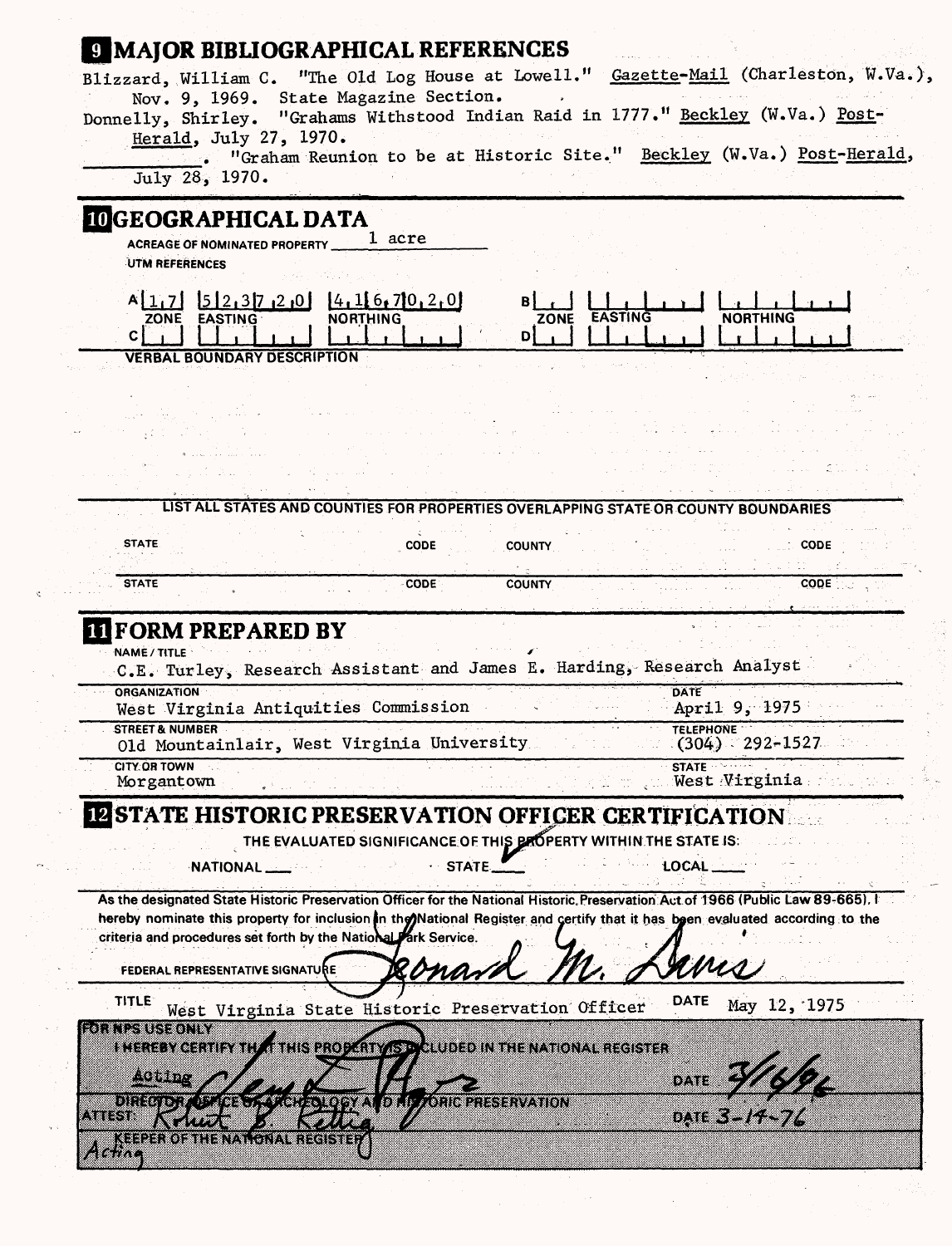## 9 MAJOR BIBLIOGRAPHICAL REFERENCES

Blizzard, William C. "The Old Log House at Lowell." Gazette-Mail (Charleston, W.Va.), Nov. 9, 1969. State Magazine Section.

Donnelly, Shirley. "Grahams Withstood Indian Raid in 1777." Beckley (W.Va.) Post-Herald, July 27, 1970.

\_\_\_\_\_\_\_\_. "Graham Reunion to be at Historic Site." Beckley (W.Va.) Post-Herald, July 28, 1970.

## 10 GEOGRAPHICAL DATA

ACREAGE OF NOMINATED PROPERTY 1 acre

UTM REFERENCES

| | ZONE | EASTING | NORTHING | | ZONE | EASTING | NORTHING |
|---|---|---|---|---|---|---|---|
| A | 17 | 523720 | 4167020 | B | | | |
| C | | | | D | | | |

VERBAL BOUNDARY DESCRIPTION

LIST ALL STATES AND COUNTIES FOR PROPERTIES OVERLAPPING STATE OR COUNTY BOUNDARIES

| STATE | CODE | COUNTY | CODE |
|---|---|---|---|
| STATE | CODE | COUNTY | CODE |

## 11 FORM PREPARED BY

NAME / TITLE
C.E. Turley, Research Assistant and James E. Harding, Research Analyst

ORGANIZATION
West Virginia Antiquities Commission

DATE
April 9, 1975

STREET & NUMBER
Old Mountainlair, West Virginia University

TELEPHONE
(304) 292-1527

CITY OR TOWN
Morgantown

STATE
West Virginia

## 12 STATE HISTORIC PRESERVATION OFFICER CERTIFICATION

THE EVALUATED SIGNIFICANCE OF THIS PROPERTY WITHIN THE STATE IS:

NATIONAL \_\_\_ STATE ✓ LOCAL \_\_\_

As the designated State Historic Preservation Officer for the National Historic Preservation Act of 1966 (Public Law 89-665), I hereby nominate this property for inclusion in the National Register and certify that it has been evaluated according to the criteria and procedures set forth by the National Park Service.

FEDERAL REPRESENTATIVE SIGNATURE Leonard M. Davis

TITLE West Virginia State Historic Preservation Officer DATE May 12, 1975

FOR NPS USE ONLY
I HEREBY CERTIFY THAT THIS PROPERTY IS INCLUDED IN THE NATIONAL REGISTER

Acting
DIRECTOR, OFFICE OF ARCHEOLOGY AND HISTORIC PRESERVATION DATE 3/16/76

ATTEST: Robert B. Rettig DATE 3-14-76
Acting
KEEPER OF THE NATIONAL REGISTER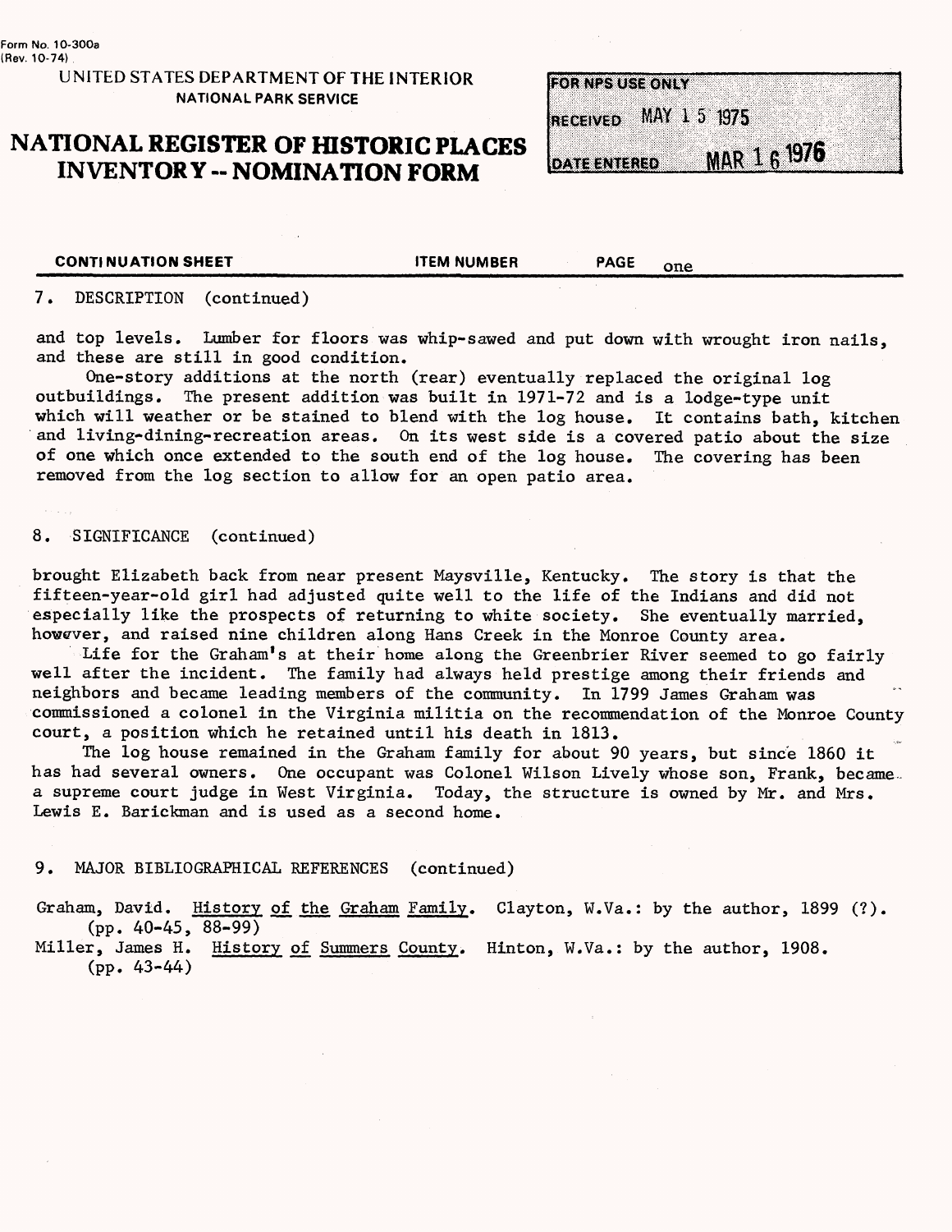Form No. 10-300a
(Rev. 10-74)

UNITED STATES DEPARTMENT OF THE INTERIOR
NATIONAL PARK SERVICE

# NATIONAL REGISTER OF HISTORIC PLACES INVENTORY -- NOMINATION FORM

| FOR NPS USE ONLY | |
|---|---|
| RECEIVED | MAY 15 1975 |
| DATE ENTERED | MAR 16 1976 |

**CONTINUATION SHEET** **ITEM NUMBER** **PAGE** one

7. DESCRIPTION (continued)

and top levels. Lumber for floors was whip-sawed and put down with wrought iron nails, and these are still in good condition.

One-story additions at the north (rear) eventually replaced the original log outbuildings. The present addition was built in 1971-72 and is a lodge-type unit which will weather or be stained to blend with the log house. It contains bath, kitchen and living-dining-recreation areas. On its west side is a covered patio about the size of one which once extended to the south end of the log house. The covering has been removed from the log section to allow for an open patio area.

8. SIGNIFICANCE (continued)

brought Elizabeth back from near present Maysville, Kentucky. The story is that the fifteen-year-old girl had adjusted quite well to the life of the Indians and did not especially like the prospects of returning to white society. She eventually married, however, and raised nine children along Hans Creek in the Monroe County area.

Life for the Graham's at their home along the Greenbrier River seemed to go fairly well after the incident. The family had always held prestige among their friends and neighbors and became leading members of the community. In 1799 James Graham was commissioned a colonel in the Virginia militia on the recommendation of the Monroe County court, a position which he retained until his death in 1813.

The log house remained in the Graham family for about 90 years, but since 1860 it has had several owners. One occupant was Colonel Wilson Lively whose son, Frank, became a supreme court judge in West Virginia. Today, the structure is owned by Mr. and Mrs. Lewis E. Barickman and is used as a second home.

9. MAJOR BIBLIOGRAPHICAL REFERENCES (continued)

Graham, David. History of the Graham Family. Clayton, W.Va.: by the author, 1899 (?). (pp. 40-45, 88-99)

Miller, James H. History of Summers County. Hinton, W.Va.: by the author, 1908. (pp. 43-44)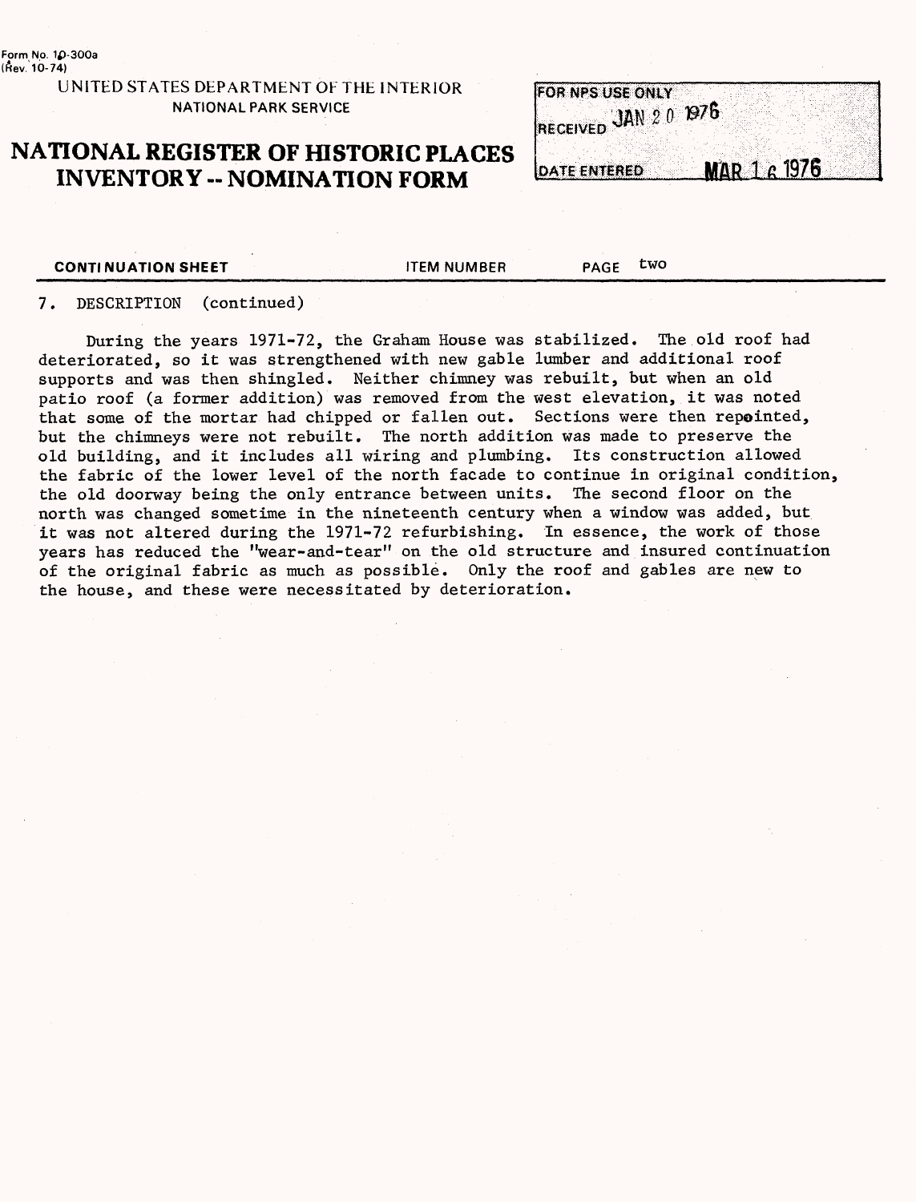Form No. 10-300a
(Rev. 10-74)

UNITED STATES DEPARTMENT OF THE INTERIOR
NATIONAL PARK SERVICE

# NATIONAL REGISTER OF HISTORIC PLACES INVENTORY -- NOMINATION FORM

FOR NPS USE ONLY
RECEIVED JAN 20 1976
DATE ENTERED MAR 16 1976

**CONTINUATION SHEET** ITEM NUMBER PAGE two

7. DESCRIPTION (continued)

During the years 1971-72, the Graham House was stabilized. The old roof had deteriorated, so it was strengthened with new gable lumber and additional roof supports and was then shingled. Neither chimney was rebuilt, but when an old patio roof (a former addition) was removed from the west elevation, it was noted that some of the mortar had chipped or fallen out. Sections were then repointed, but the chimneys were not rebuilt. The north addition was made to preserve the old building, and it includes all wiring and plumbing. Its construction allowed the fabric of the lower level of the north facade to continue in original condition, the old doorway being the only entrance between units. The second floor on the north was changed sometime in the nineteenth century when a window was added, but it was not altered during the 1971-72 refurbishing. In essence, the work of those years has reduced the "wear-and-tear" on the old structure and insured continuation of the original fabric as much as possible. Only the roof and gables are new to the house, and these were necessitated by deterioration.